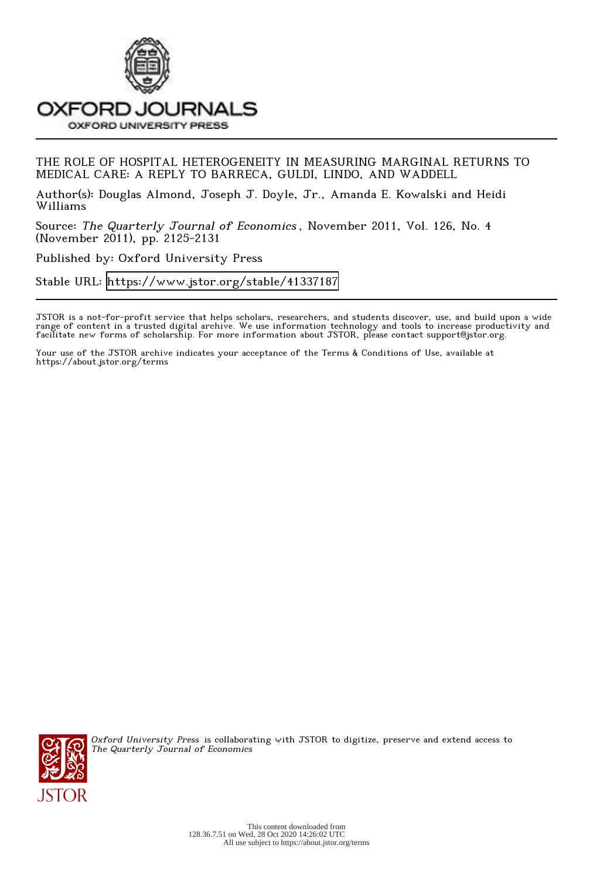OXFORD JOURNALS

OXFORD UNIVERSITY PRESS

THE ROLE OF HOSPITAL HETEROGENEITY IN MEASURING MARGINAL RETURNS TO MEDICAL CARE: A REPLY TO BARRECA, GULDI, LINDO, AND WADDELL

Author(s): Douglas Almond, Joseph J. Doyle, Jr., Amanda E. Kowalski and Heidi Williams

Source: *The Quarterly Journal of Economics*, November 2011, Vol. 126, No. 4 (November 2011), pp. 2125-2131

Published by: Oxford University Press

Stable URL: https://www.jstor.org/stable/41337187

JSTOR is a not-for-profit service that helps scholars, researchers, and students discover, use, and build upon a wide range of content in a trusted digital archive. We use information technology and tools to increase productivity and facilitate new forms of scholarship. For more information about JSTOR, please contact support@jstor.org.

Your use of the JSTOR archive indicates your acceptance of the Terms & Conditions of Use, available at https://about.jstor.org/terms

*Oxford University Press* is collaborating with JSTOR to digitize, preserve and extend access to *The Quarterly Journal of Economics*

This content downloaded from 128.36.7.51 on Wed, 28 Oct 2020 14:26:02 UTC
All use subject to https://about.jstor.org/terms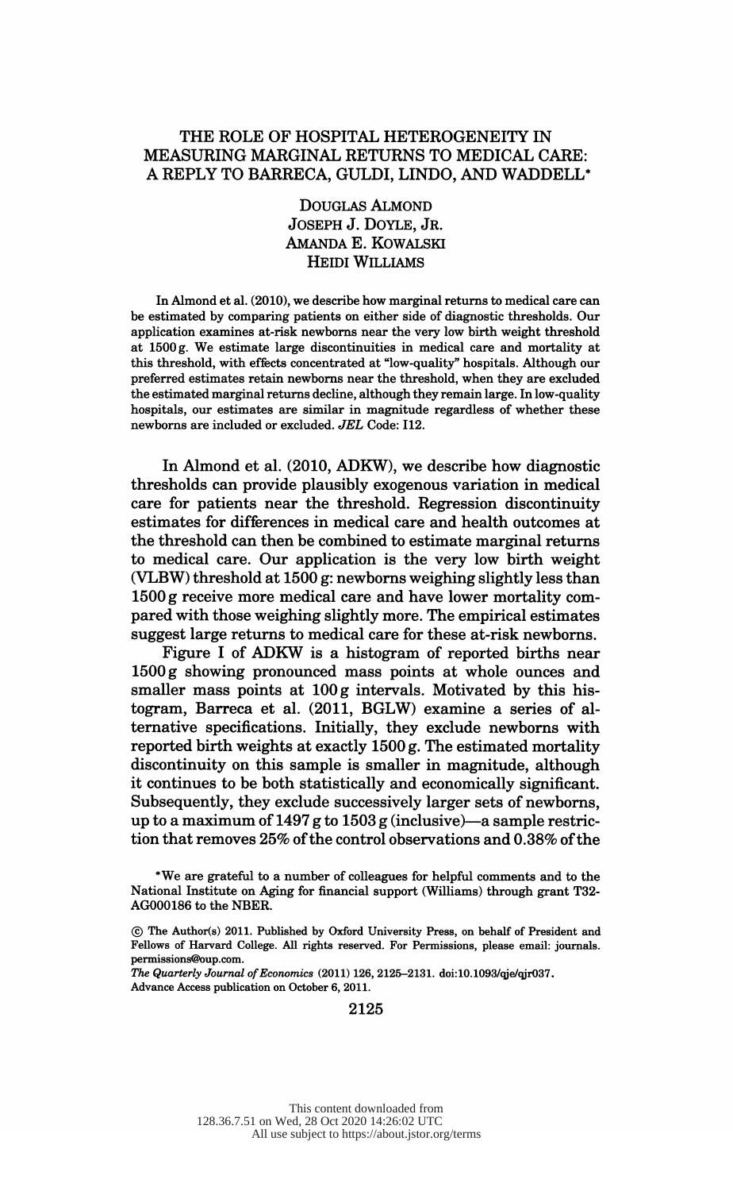# THE ROLE OF HOSPITAL HETEROGENEITY IN MEASURING MARGINAL RETURNS TO MEDICAL CARE: A REPLY TO BARRECA, GULDI, LINDO, AND WADDELL*

DOUGLAS ALMOND
JOSEPH J. DOYLE, JR.
AMANDA E. KOWALSKI
HEIDI WILLIAMS

In Almond et al. (2010), we describe how marginal returns to medical care can be estimated by comparing patients on either side of diagnostic thresholds. Our application examines at-risk newborns near the very low birth weight threshold at 1500 g. We estimate large discontinuities in medical care and mortality at this threshold, with effects concentrated at "low-quality" hospitals. Although our preferred estimates retain newborns near the threshold, when they are excluded the estimated marginal returns decline, although they remain large. In low-quality hospitals, our estimates are similar in magnitude regardless of whether these newborns are included or excluded. *JEL* Code: I12.

In Almond et al. (2010, ADKW), we describe how diagnostic thresholds can provide plausibly exogenous variation in medical care for patients near the threshold. Regression discontinuity estimates for differences in medical care and health outcomes at the threshold can then be combined to estimate marginal returns to medical care. Our application is the very low birth weight (VLBW) threshold at 1500 g: newborns weighing slightly less than 1500 g receive more medical care and have lower mortality compared with those weighing slightly more. The empirical estimates suggest large returns to medical care for these at-risk newborns.

Figure I of ADKW is a histogram of reported births near 1500 g showing pronounced mass points at whole ounces and smaller mass points at 100 g intervals. Motivated by this histogram, Barreca et al. (2011, BGLW) examine a series of alternative specifications. Initially, they exclude newborns with reported birth weights at exactly 1500 g. The estimated mortality discontinuity on this sample is smaller in magnitude, although it continues to be both statistically and economically significant. Subsequently, they exclude successively larger sets of newborns, up to a maximum of 1497 g to 1503 g (inclusive)—a sample restriction that removes 25% of the control observations and 0.38% of the

*We are grateful to a number of colleagues for helpful comments and to the National Institute on Aging for financial support (Williams) through grant T32-AG000186 to the NBER.

© The Author(s) 2011. Published by Oxford University Press, on behalf of President and Fellows of Harvard College. All rights reserved. For Permissions, please email: journals.permissions@oup.com.
*The Quarterly Journal of Economics* (2011) 126, 2125–2131. doi:10.1093/qje/qjr037.
Advance Access publication on October 6, 2011.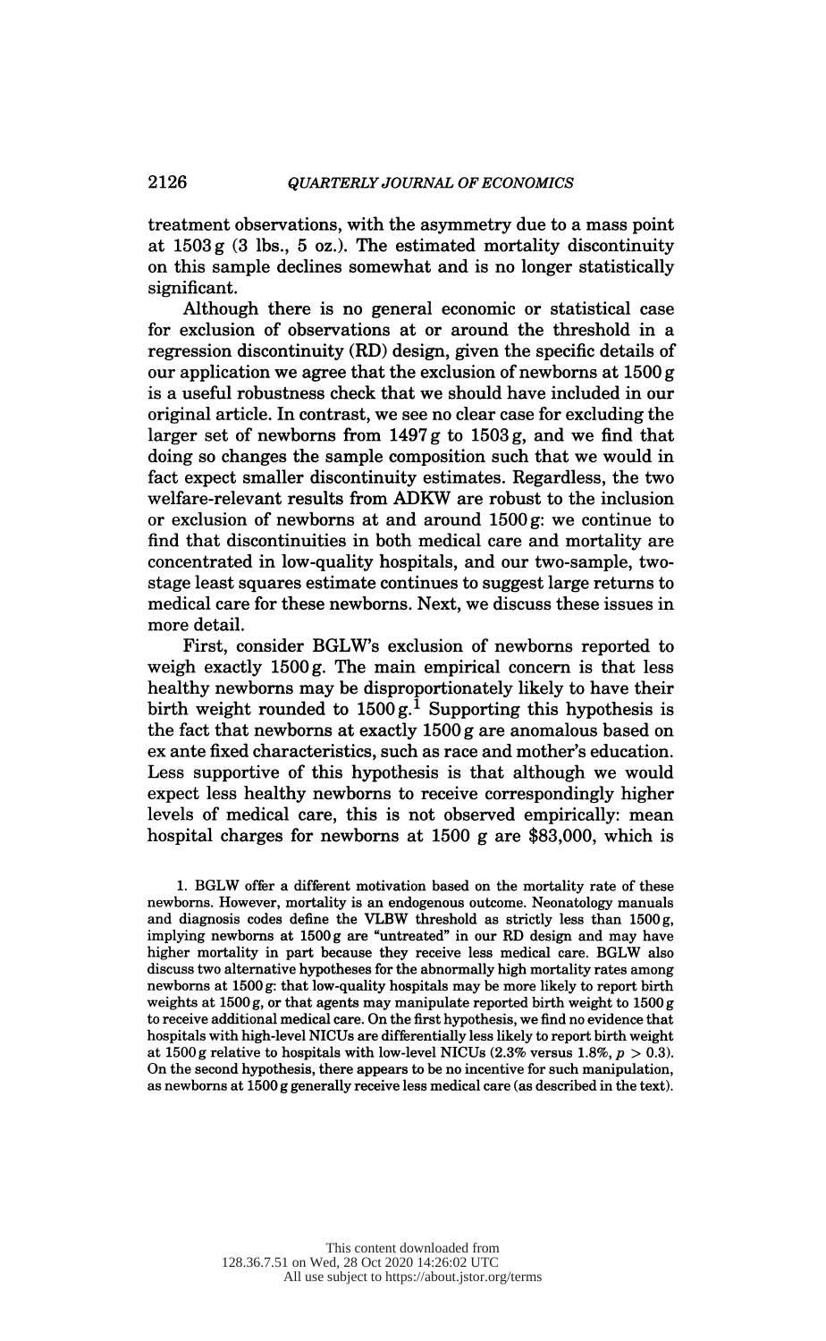treatment observations, with the asymmetry due to a mass point at 1503 g (3 lbs., 5 oz.). The estimated mortality discontinuity on this sample declines somewhat and is no longer statistically significant.

Although there is no general economic or statistical case for exclusion of observations at or around the threshold in a regression discontinuity (RD) design, given the specific details of our application we agree that the exclusion of newborns at 1500 g is a useful robustness check that we should have included in our original article. In contrast, we see no clear case for excluding the larger set of newborns from 1497 g to 1503 g, and we find that doing so changes the sample composition such that we would in fact expect smaller discontinuity estimates. Regardless, the two welfare-relevant results from ADKW are robust to the inclusion or exclusion of newborns at and around 1500 g: we continue to find that discontinuities in both medical care and mortality are concentrated in low-quality hospitals, and our two-sample, two-stage least squares estimate continues to suggest large returns to medical care for these newborns. Next, we discuss these issues in more detail.

First, consider BGLW's exclusion of newborns reported to weigh exactly 1500 g. The main empirical concern is that less healthy newborns may be disproportionately likely to have their birth weight rounded to 1500 g.[1] Supporting this hypothesis is the fact that newborns at exactly 1500 g are anomalous based on ex ante fixed characteristics, such as race and mother's education. Less supportive of this hypothesis is that although we would expect less healthy newborns to receive correspondingly higher levels of medical care, this is not observed empirically: mean hospital charges for newborns at 1500 g are $83,000, which is

1. BGLW offer a different motivation based on the mortality rate of these newborns. However, mortality is an endogenous outcome. Neonatology manuals and diagnosis codes define the VLBW threshold as strictly less than 1500 g, implying newborns at 1500 g are "untreated" in our RD design and may have higher mortality in part because they receive less medical care. BGLW also discuss two alternative hypotheses for the abnormally high mortality rates among newborns at 1500 g: that low-quality hospitals may be more likely to report birth weights at 1500 g, or that agents may manipulate reported birth weight to 1500 g to receive additional medical care. On the first hypothesis, we find no evidence that hospitals with high-level NICUs are differentially less likely to report birth weight at 1500 g relative to hospitals with low-level NICUs (2.3% versus 1.8%, $p > 0.3$). On the second hypothesis, there appears to be no incentive for such manipulation, as newborns at 1500 g generally receive less medical care (as described in the text).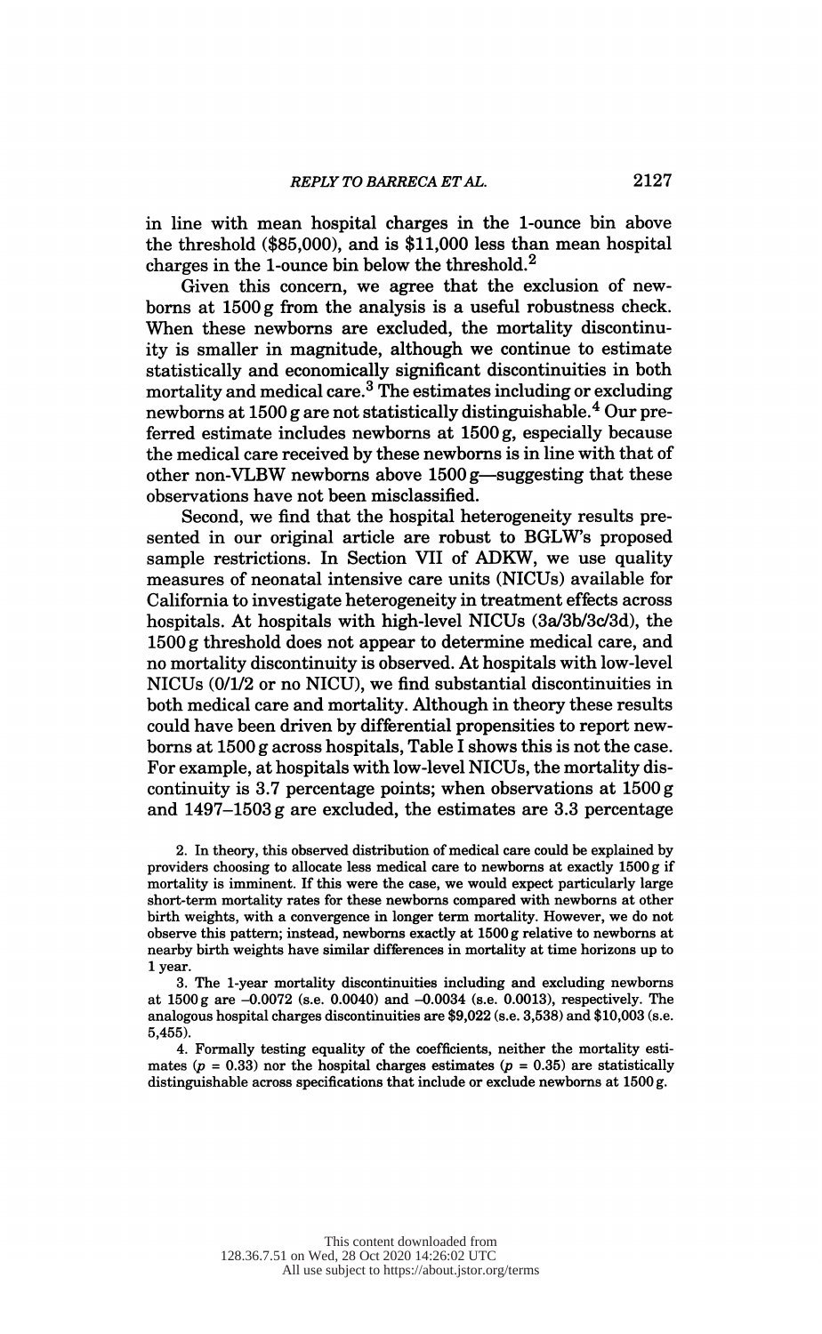in line with mean hospital charges in the 1-ounce bin above the threshold ($85,000), and is $11,000 less than mean hospital charges in the 1-ounce bin below the threshold.[2]

Given this concern, we agree that the exclusion of newborns at 1500 g from the analysis is a useful robustness check. When these newborns are excluded, the mortality discontinuity is smaller in magnitude, although we continue to estimate statistically and economically significant discontinuities in both mortality and medical care.[3] The estimates including or excluding newborns at 1500 g are not statistically distinguishable.[4] Our preferred estimate includes newborns at 1500 g, especially because the medical care received by these newborns is in line with that of other non-VLBW newborns above 1500 g—suggesting that these observations have not been misclassified.

Second, we find that the hospital heterogeneity results presented in our original article are robust to BGLW's proposed sample restrictions. In Section VII of ADKW, we use quality measures of neonatal intensive care units (NICUs) available for California to investigate heterogeneity in treatment effects across hospitals. At hospitals with high-level NICUs (3a/3b/3c/3d), the 1500 g threshold does not appear to determine medical care, and no mortality discontinuity is observed. At hospitals with low-level NICUs (0/1/2 or no NICU), we find substantial discontinuities in both medical care and mortality. Although in theory these results could have been driven by differential propensities to report newborns at 1500 g across hospitals, Table I shows this is not the case. For example, at hospitals with low-level NICUs, the mortality discontinuity is 3.7 percentage points; when observations at 1500 g and 1497–1503 g are excluded, the estimates are 3.3 percentage

2. In theory, this observed distribution of medical care could be explained by providers choosing to allocate less medical care to newborns at exactly 1500 g if mortality is imminent. If this were the case, we would expect particularly large short-term mortality rates for these newborns compared with newborns at other birth weights, with a convergence in longer term mortality. However, we do not observe this pattern; instead, newborns exactly at 1500 g relative to newborns at nearby birth weights have similar differences in mortality at time horizons up to 1 year.

3. The 1-year mortality discontinuities including and excluding newborns at 1500 g are –0.0072 (s.e. 0.0040) and –0.0034 (s.e. 0.0013), respectively. The analogous hospital charges discontinuities are $9,022 (s.e. 3,538) and $10,003 (s.e. 5,455).

4. Formally testing equality of the coefficients, neither the mortality estimates ($p = 0.33$) nor the hospital charges estimates ($p = 0.35$) are statistically distinguishable across specifications that include or exclude newborns at 1500 g.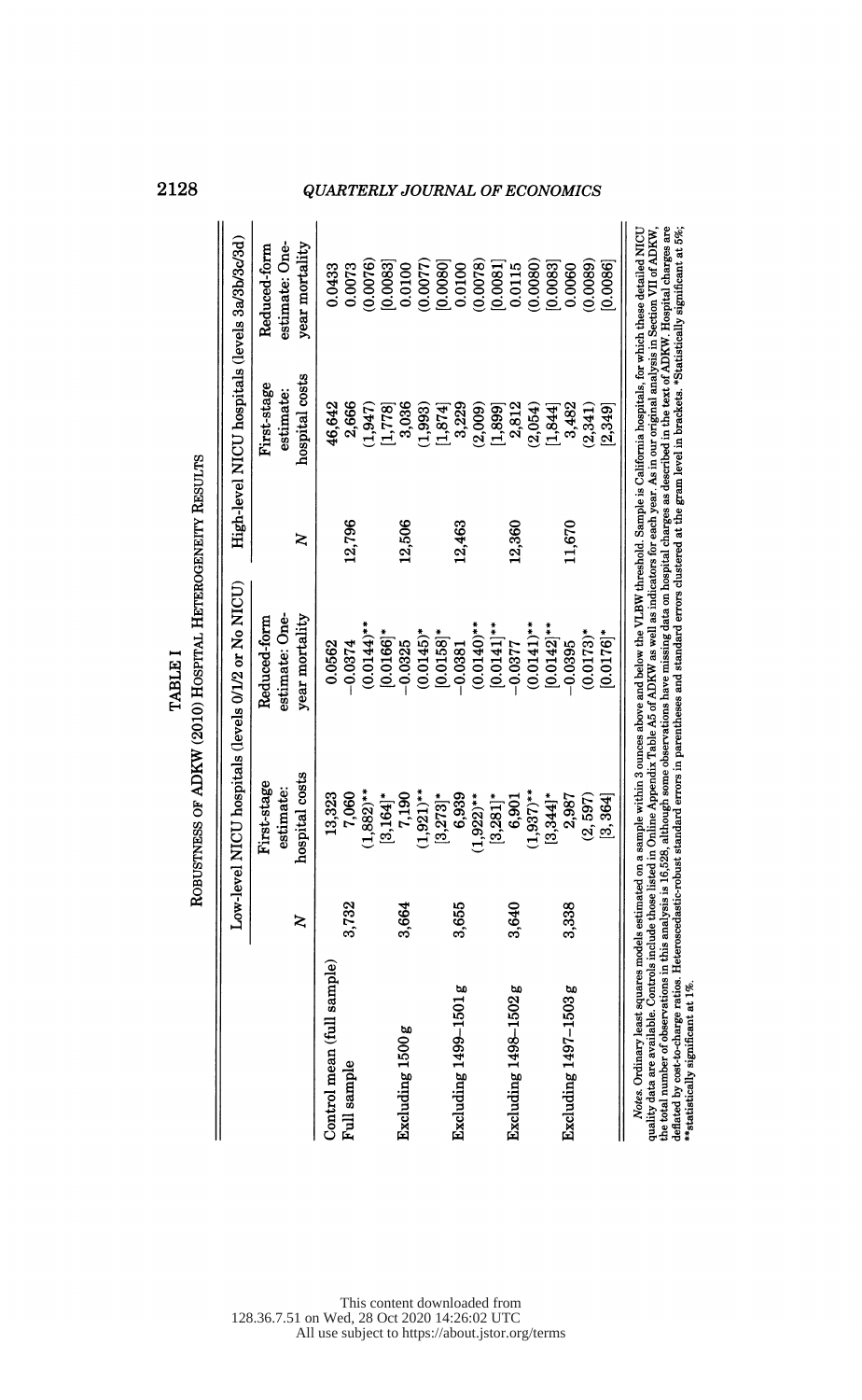**TABLE I**

**Robustness of ADKW (2010) Hospital Heterogeneity Results**

| | Low-level NICU hospitals (levels 0/1/2 or No NICU) | | | High-level NICU hospitals (levels 3a/3b/3c/3d) | | |
|---|---|---|---|---|---|---|
| | $N$ | First-stage estimate: hospital costs | Reduced-form estimate: One-year mortality | $N$ | First-stage estimate: hospital costs | Reduced-form estimate: One-year mortality |
| Control mean (full sample) | | 13,323 | 0.0562 | | 46,642 | 0.0433 |
| Full sample | 3,732 | 7,060 | −0.0374 | 12,796 | 2,666 | 0.0073 |
| | | (1,882)** | (0.0144)** | | (1,947) | (0.0076) |
| | | [3,164]* | [0.0166]* | | [1,778] | [0.0083] |
| Excluding 1500 g | 3,664 | 7,190 | −0.0325 | 12,506 | 3,036 | 0.0100 |
| | | (1,921)** | (0.0145)* | | (1,993) | (0.0077) |
| | | [3,273]* | [0.0158]* | | [1,874] | [0.0080] |
| Excluding 1499–1501 g | 3,655 | 6,939 | −0.0381 | 12,463 | 3,229 | 0.0100 |
| | | (1,922)** | (0.0140)** | | (2,009) | (0.0078) |
| | | [3,281]* | [0.0141]** | | [1,899] | [0.0081] |
| Excluding 1498–1502 g | 3,640 | 6,901 | −0.0377 | 12,360 | 2,812 | 0.0115 |
| | | (1,937)** | (0.0141)** | | (2,054) | (0.0080) |
| | | [3,344]* | [0.0142]** | | [1,844] | [0.0083] |
| Excluding 1497–1503 g | 3,338 | 2,987 | −0.0395 | 11,670 | 3,482 | 0.0060 |
| | | (2, 597) | (0.0173)* | | (2,341) | (0.0089) |
| | | [3, 364] | [0.0176]* | | [2,349] | [0.0086] |

*Notes.* Ordinary least squares models estimated on a sample within 3 ounces above and below the VLBW threshold. Sample is California hospitals, for which these detailed NICU quality data are available. Controls include those listed in Online Appendix Table A5 of ADKW as well as indicators for each year. As in our original analysis in Section VII of ADKW, the total number of observations in this analysis is 16,528, although some observations have missing data on hospital charges as described in the text of ADKW. Hospital charges are deflated by cost-to-charge ratios. Heteroscedastic-robust standard errors in parentheses and standard errors clustered at the gram level in brackets. *Statistically significant at 5%; **statistically significant at 1%.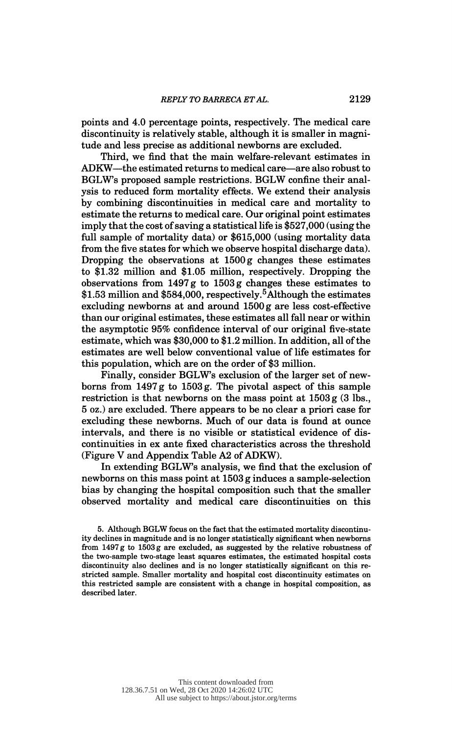points and 4.0 percentage points, respectively. The medical care discontinuity is relatively stable, although it is smaller in magnitude and less precise as additional newborns are excluded.

Third, we find that the main welfare-relevant estimates in ADKW—the estimated returns to medical care—are also robust to BGLW's proposed sample restrictions. BGLW confine their analysis to reduced form mortality effects. We extend their analysis by combining discontinuities in medical care and mortality to estimate the returns to medical care. Our original point estimates imply that the cost of saving a statistical life is \$527,000 (using the full sample of mortality data) or \$615,000 (using mortality data from the five states for which we observe hospital discharge data). Dropping the observations at 1500 g changes these estimates to \$1.32 million and \$1.05 million, respectively. Dropping the observations from 1497 g to 1503 g changes these estimates to \$1.53 million and \$584,000, respectively.[5] Although the estimates excluding newborns at and around 1500 g are less cost-effective than our original estimates, these estimates all fall near or within the asymptotic 95% confidence interval of our original five-state estimate, which was \$30,000 to \$1.2 million. In addition, all of the estimates are well below conventional value of life estimates for this population, which are on the order of \$3 million.

Finally, consider BGLW's exclusion of the larger set of newborns from 1497 g to 1503 g. The pivotal aspect of this sample restriction is that newborns on the mass point at 1503 g (3 lbs., 5 oz.) are excluded. There appears to be no clear a priori case for excluding these newborns. Much of our data is found at ounce intervals, and there is no visible or statistical evidence of discontinuities in ex ante fixed characteristics across the threshold (Figure V and Appendix Table A2 of ADKW).

In extending BGLW's analysis, we find that the exclusion of newborns on this mass point at 1503 g induces a sample-selection bias by changing the hospital composition such that the smaller observed mortality and medical care discontinuities on this

5. Although BGLW focus on the fact that the estimated mortality discontinuity declines in magnitude and is no longer statistically significant when newborns from 1497 g to 1503 g are excluded, as suggested by the relative robustness of the two-sample two-stage least squares estimates, the estimated hospital costs discontinuity also declines and is no longer statistically significant on this restricted sample. Smaller mortality and hospital cost discontinuity estimates on this restricted sample are consistent with a change in hospital composition, as described later.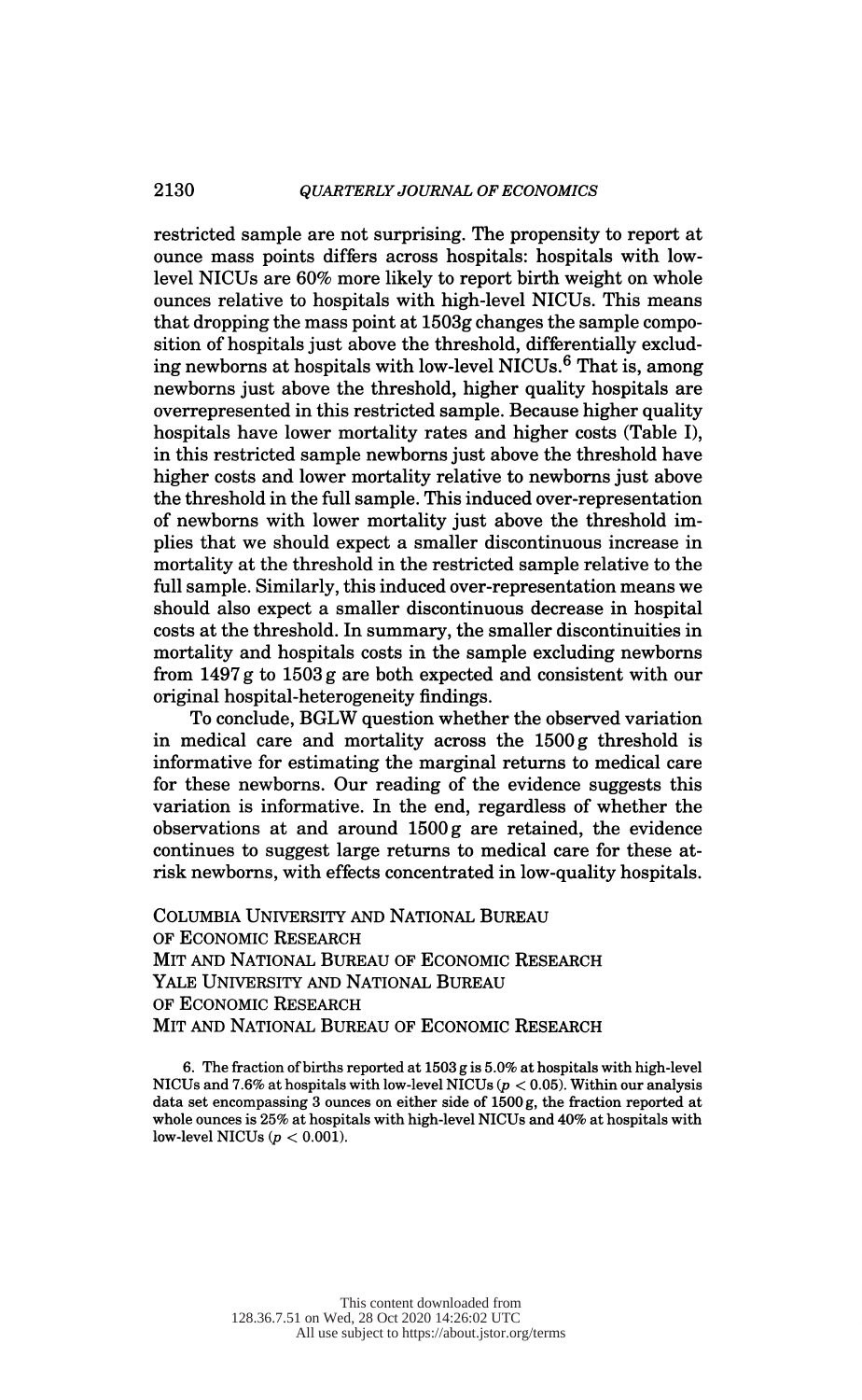restricted sample are not surprising. The propensity to report at ounce mass points differs across hospitals: hospitals with low-level NICUs are 60% more likely to report birth weight on whole ounces relative to hospitals with high-level NICUs. This means that dropping the mass point at 1503g changes the sample composition of hospitals just above the threshold, differentially excluding newborns at hospitals with low-level NICUs.[6] That is, among newborns just above the threshold, higher quality hospitals are overrepresented in this restricted sample. Because higher quality hospitals have lower mortality rates and higher costs (Table I), in this restricted sample newborns just above the threshold have higher costs and lower mortality relative to newborns just above the threshold in the full sample. This induced over-representation of newborns with lower mortality just above the threshold implies that we should expect a smaller discontinuous increase in mortality at the threshold in the restricted sample relative to the full sample. Similarly, this induced over-representation means we should also expect a smaller discontinuous decrease in hospital costs at the threshold. In summary, the smaller discontinuities in mortality and hospitals costs in the sample excluding newborns from 1497 g to 1503 g are both expected and consistent with our original hospital-heterogeneity findings.

To conclude, BGLW question whether the observed variation in medical care and mortality across the 1500 g threshold is informative for estimating the marginal returns to medical care for these newborns. Our reading of the evidence suggests this variation is informative. In the end, regardless of whether the observations at and around 1500 g are retained, the evidence continues to suggest large returns to medical care for these at-risk newborns, with effects concentrated in low-quality hospitals.

COLUMBIA UNIVERSITY AND NATIONAL BUREAU OF ECONOMIC RESEARCH
MIT AND NATIONAL BUREAU OF ECONOMIC RESEARCH
YALE UNIVERSITY AND NATIONAL BUREAU OF ECONOMIC RESEARCH
MIT AND NATIONAL BUREAU OF ECONOMIC RESEARCH

6. The fraction of births reported at 1503 g is 5.0% at hospitals with high-level NICUs and 7.6% at hospitals with low-level NICUs ($p < 0.05$). Within our analysis data set encompassing 3 ounces on either side of 1500 g, the fraction reported at whole ounces is 25% at hospitals with high-level NICUs and 40% at hospitals with low-level NICUs ($p < 0.001$).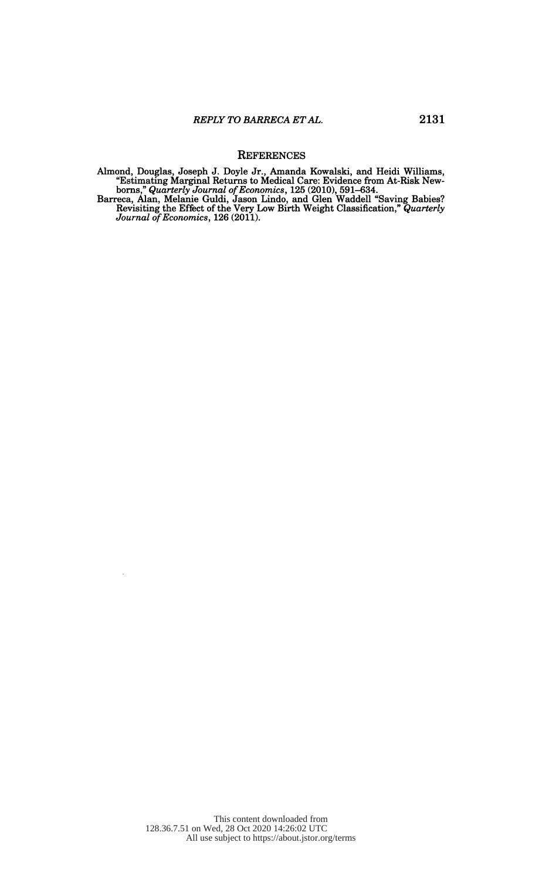## References

Almond, Douglas, Joseph J. Doyle Jr., Amanda Kowalski, and Heidi Williams, "Estimating Marginal Returns to Medical Care: Evidence from At-Risk Newborns," *Quarterly Journal of Economics*, 125 (2010), 591–634.

Barreca, Alan, Melanie Guldi, Jason Lindo, and Glen Waddell "Saving Babies? Revisiting the Effect of the Very Low Birth Weight Classification," *Quarterly Journal of Economics*, 126 (2011).